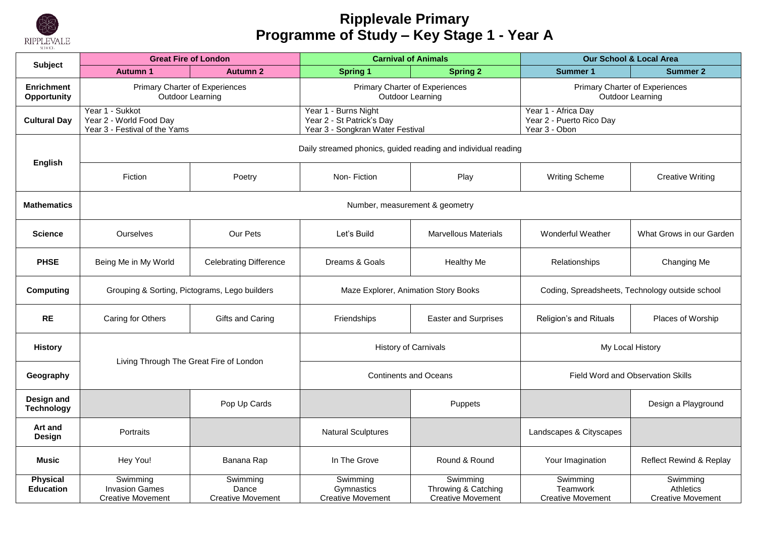# Ripplevale Primary
## Programme of Study – Key Stage 1 - Year A

| Subject | Great Fire of London | | Carnival of Animals | | Our School & Local Area | |
|---|---|---|---|---|---|---|
| | **Autumn 1** | **Autumn 2** | **Spring 1** | **Spring 2** | **Summer 1** | **Summer 2** |
| **Enrichment Opportunity** | Primary Charter of Experiences<br>Outdoor Learning | | Primary Charter of Experiences<br>Outdoor Learning | | Primary Charter of Experiences<br>Outdoor Learning | |
| **Cultural Day** | Year 1 - Sukkot<br>Year 2 - World Food Day<br>Year 3 - Festival of the Yams | | Year 1 - Burns Night<br>Year 2 - St Patrick's Day<br>Year 3 - Songkran Water Festival | | Year 1 - Africa Day<br>Year 2 - Puerto Rico Day<br>Year 3 - Obon | |
| **English** | Daily streamed phonics, guided reading and individual reading | | | | | |
| | Fiction | Poetry | Non- Fiction | Play | Writing Scheme | Creative Writing |
| **Mathematics** | Number, measurement & geometry | | | | | |
| **Science** | Ourselves | Our Pets | Let's Build | Marvellous Materials | Wonderful Weather | What Grows in our Garden |
| **PHSE** | Being Me in My World | Celebrating Difference | Dreams & Goals | Healthy Me | Relationships | Changing Me |
| **Computing** | Grouping & Sorting, Pictograms, Lego builders | | Maze Explorer, Animation Story Books | | Coding, Spreadsheets, Technology outside school | |
| **RE** | Caring for Others | Gifts and Caring | Friendships | Easter and Surprises | Religion's and Rituals | Places of Worship |
| **History** | Living Through The Great Fire of London | | History of Carnivals | | My Local History | |
| **Geography** | | | Continents and Oceans | | Field Word and Observation Skills | |
| **Design and Technology** | | Pop Up Cards | | Puppets | | Design a Playground |
| **Art and Design** | Portraits | | Natural Sculptures | | Landscapes & Cityscapes | |
| **Music** | Hey You! | Banana Rap | In The Grove | Round & Round | Your Imagination | Reflect Rewind & Replay |
| **Physical Education** | Swimming<br>Invasion Games<br>Creative Movement | Swimming<br>Dance<br>Creative Movement | Swimming<br>Gymnastics<br>Creative Movement | Swimming<br>Throwing & Catching<br>Creative Movement | Swimming<br>Teamwork<br>Creative Movement | Swimming<br>Athletics<br>Creative Movement |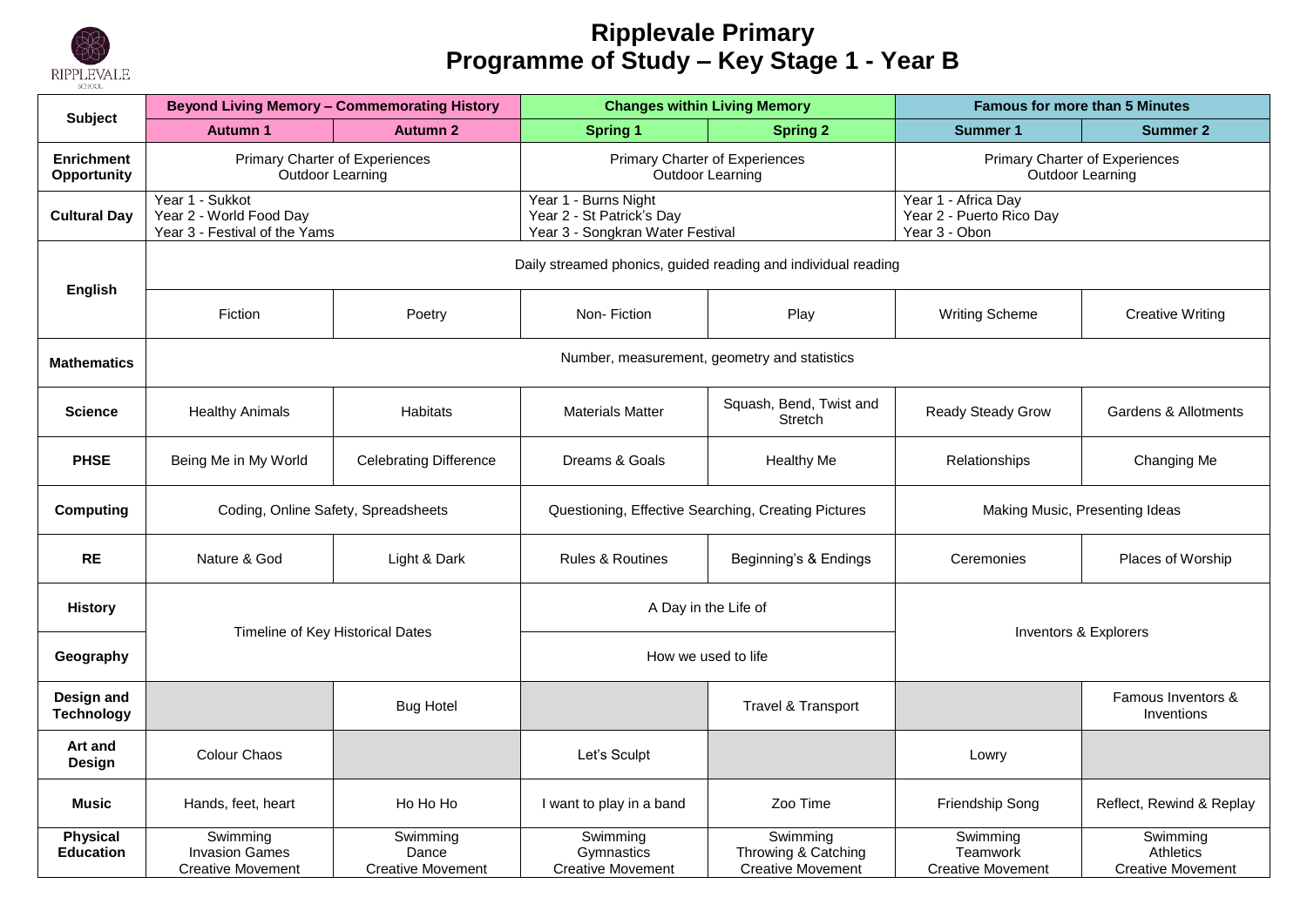# Ripplevale Primary
## Programme of Study – Key Stage 1 - Year B

| Subject | Beyond Living Memory – Commemorating History | | Changes within Living Memory | | Famous for more than 5 Minutes | |
|---|---|---|---|---|---|---|
| | **Autumn 1** | **Autumn 2** | **Spring 1** | **Spring 2** | **Summer 1** | **Summer 2** |
| **Enrichment Opportunity** | Primary Charter of Experiences<br>Outdoor Learning | | Primary Charter of Experiences<br>Outdoor Learning | | Primary Charter of Experiences<br>Outdoor Learning | |
| **Cultural Day** | Year 1 - Sukkot<br>Year 2 - World Food Day<br>Year 3 - Festival of the Yams | | Year 1 - Burns Night<br>Year 2 - St Patrick's Day<br>Year 3 - Songkran Water Festival | | Year 1 - Africa Day<br>Year 2 - Puerto Rico Day<br>Year 3 - Obon | |
| **English** | Daily streamed phonics, guided reading and individual reading | | | | | |
| | Fiction | Poetry | Non- Fiction | Play | Writing Scheme | Creative Writing |
| **Mathematics** | Number, measurement, geometry and statistics | | | | | |
| **Science** | Healthy Animals | Habitats | Materials Matter | Squash, Bend, Twist and Stretch | Ready Steady Grow | Gardens & Allotments |
| **PHSE** | Being Me in My World | Celebrating Difference | Dreams & Goals | Healthy Me | Relationships | Changing Me |
| **Computing** | Coding, Online Safety, Spreadsheets | | Questioning, Effective Searching, Creating Pictures | | Making Music, Presenting Ideas | |
| **RE** | Nature & God | Light & Dark | Rules & Routines | Beginning's & Endings | Ceremonies | Places of Worship |
| **History** | Timeline of Key Historical Dates | | A Day in the Life of | | Inventors & Explorers | |
| **Geography** | | | How we used to life | | | |
| **Design and Technology** | | Bug Hotel | | Travel & Transport | | Famous Inventors & Inventions |
| **Art and Design** | Colour Chaos | | Let's Sculpt | | Lowry | |
| **Music** | Hands, feet, heart | Ho Ho Ho | I want to play in a band | Zoo Time | Friendship Song | Reflect, Rewind & Replay |
| **Physical Education** | Swimming<br>Invasion Games<br>Creative Movement | Swimming<br>Dance<br>Creative Movement | Swimming<br>Gymnastics<br>Creative Movement | Swimming<br>Throwing & Catching<br>Creative Movement | Swimming<br>Teamwork<br>Creative Movement | Swimming<br>Athletics<br>Creative Movement |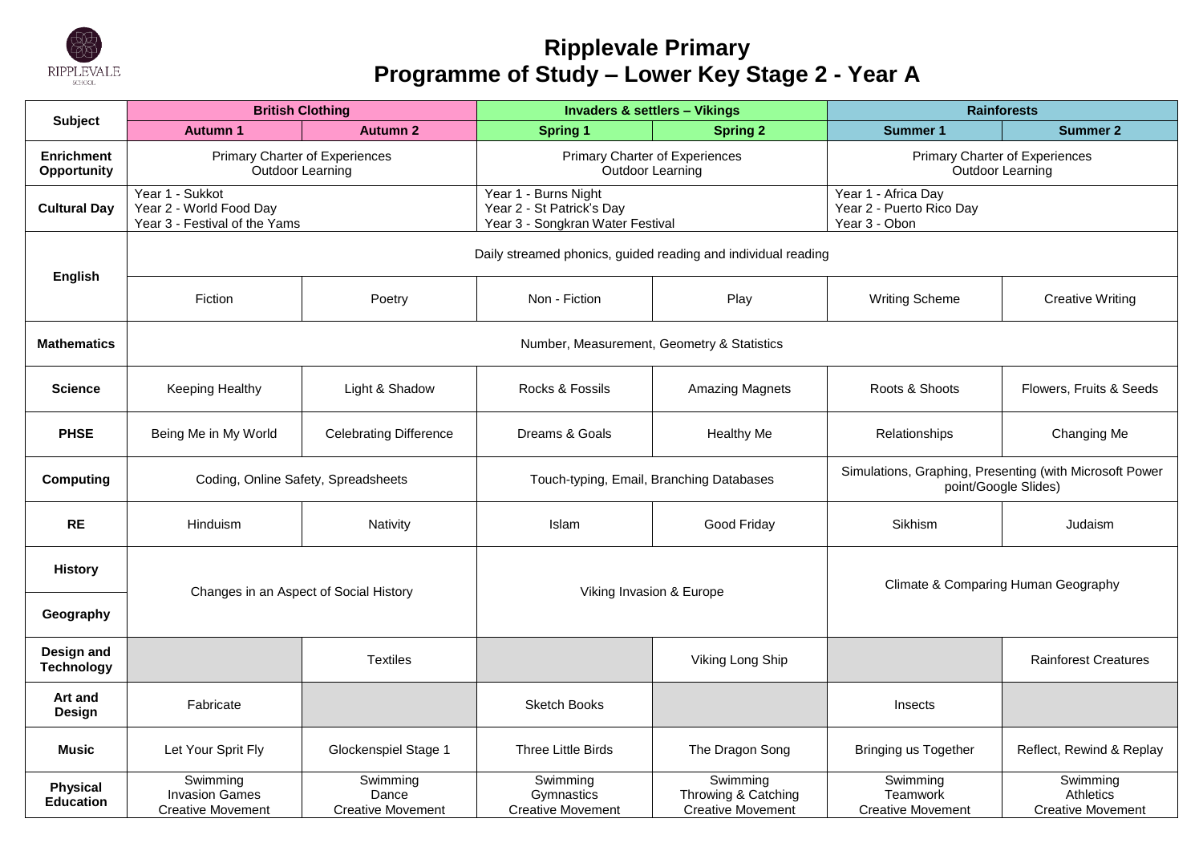# Ripplevale Primary
## Programme of Study – Lower Key Stage 2 - Year A

| Subject | British Clothing | | Invaders & settlers – Vikings | | Rainforests | |
|---|---|---|---|---|---|---|
| | Autumn 1 | Autumn 2 | Spring 1 | Spring 2 | Summer 1 | Summer 2 |
| Enrichment Opportunity | Primary Charter of Experiences<br>Outdoor Learning | | Primary Charter of Experiences<br>Outdoor Learning | | Primary Charter of Experiences<br>Outdoor Learning | |
| Cultural Day | Year 1 - Sukkot<br>Year 2 - World Food Day<br>Year 3 - Festival of the Yams | | Year 1 - Burns Night<br>Year 2 - St Patrick's Day<br>Year 3 - Songkran Water Festival | | Year 1 - Africa Day<br>Year 2 - Puerto Rico Day<br>Year 3 - Obon | |
| English | Daily streamed phonics, guided reading and individual reading | | | | | |
| | Fiction | Poetry | Non - Fiction | Play | Writing Scheme | Creative Writing |
| Mathematics | Number, Measurement, Geometry & Statistics | | | | | |
| Science | Keeping Healthy | Light & Shadow | Rocks & Fossils | Amazing Magnets | Roots & Shoots | Flowers, Fruits & Seeds |
| PHSE | Being Me in My World | Celebrating Difference | Dreams & Goals | Healthy Me | Relationships | Changing Me |
| Computing | Coding, Online Safety, Spreadsheets | | Touch-typing, Email, Branching Databases | | Simulations, Graphing, Presenting (with Microsoft Power point/Google Slides) | |
| RE | Hinduism | Nativity | Islam | Good Friday | Sikhism | Judaism |
| History / Geography | Changes in an Aspect of Social History | | Viking Invasion & Europe | | Climate & Comparing Human Geography | |
| Design and Technology | | Textiles | | Viking Long Ship | | Rainforest Creatures |
| Art and Design | Fabricate | | Sketch Books | | Insects | |
| Music | Let Your Sprit Fly | Glockenspiel Stage 1 | Three Little Birds | The Dragon Song | Bringing us Together | Reflect, Rewind & Replay |
| Physical Education | Swimming<br>Invasion Games<br>Creative Movement | Swimming<br>Dance<br>Creative Movement | Swimming<br>Gymnastics<br>Creative Movement | Swimming<br>Throwing & Catching<br>Creative Movement | Swimming<br>Teamwork<br>Creative Movement | Swimming<br>Athletics<br>Creative Movement |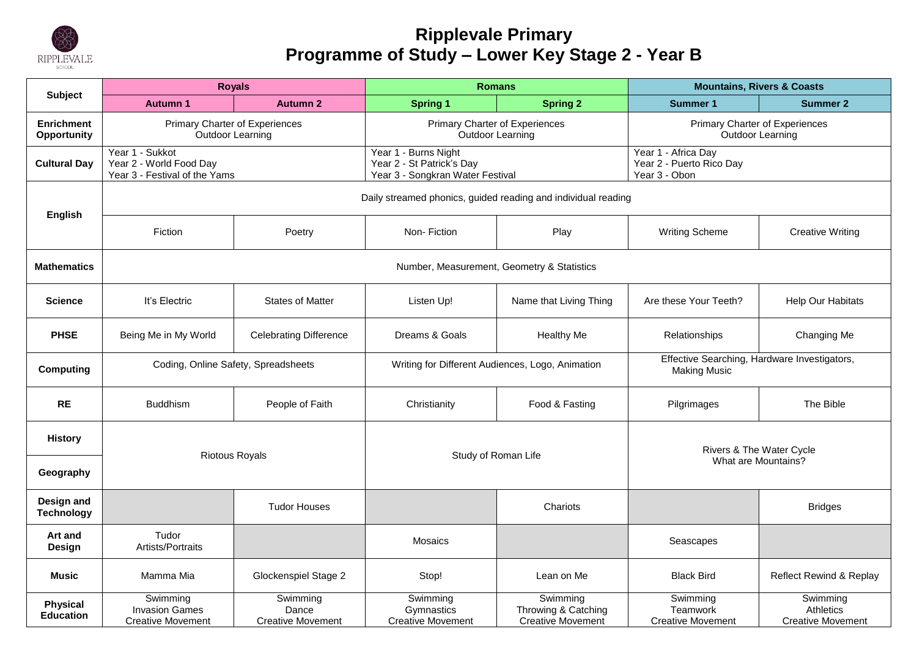# Ripplevale Primary
## Programme of Study – Lower Key Stage 2 - Year B

| Subject | Royals | | Romans | | Mountains, Rivers & Coasts | |
|---|---|---|---|---|---|---|
| | Autumn 1 | Autumn 2 | Spring 1 | Spring 2 | Summer 1 | Summer 2 |
| Enrichment Opportunity | Primary Charter of Experiences Outdoor Learning | | Primary Charter of Experiences Outdoor Learning | | Primary Charter of Experiences Outdoor Learning | |
| Cultural Day | Year 1 - Sukkot<br>Year 2 - World Food Day<br>Year 3 - Festival of the Yams | | Year 1 - Burns Night<br>Year 2 - St Patrick's Day<br>Year 3 - Songkran Water Festival | | Year 1 - Africa Day<br>Year 2 - Puerto Rico Day<br>Year 3 - Obon | |
| English | Daily streamed phonics, guided reading and individual reading | | | | | |
| | Fiction | Poetry | Non- Fiction | Play | Writing Scheme | Creative Writing |
| Mathematics | Number, Measurement, Geometry & Statistics | | | | | |
| Science | It's Electric | States of Matter | Listen Up! | Name that Living Thing | Are these Your Teeth? | Help Our Habitats |
| PHSE | Being Me in My World | Celebrating Difference | Dreams & Goals | Healthy Me | Relationships | Changing Me |
| Computing | Coding, Online Safety, Spreadsheets | | Writing for Different Audiences, Logo, Animation | | Effective Searching, Hardware Investigators, Making Music | |
| RE | Buddhism | People of Faith | Christianity | Food & Fasting | Pilgrimages | The Bible |
| History / Geography | Riotous Royals | | Study of Roman Life | | Rivers & The Water Cycle<br>What are Mountains? | |
| Design and Technology | | Tudor Houses | | Chariots | | Bridges |
| Art and Design | Tudor Artists/Portraits | | Mosaics | | Seascapes | |
| Music | Mamma Mia | Glockenspiel Stage 2 | Stop! | Lean on Me | Black Bird | Reflect Rewind & Replay |
| Physical Education | Swimming<br>Invasion Games<br>Creative Movement | Swimming<br>Dance<br>Creative Movement | Swimming<br>Gymnastics<br>Creative Movement | Swimming<br>Throwing & Catching<br>Creative Movement | Swimming<br>Teamwork<br>Creative Movement | Swimming<br>Athletics<br>Creative Movement |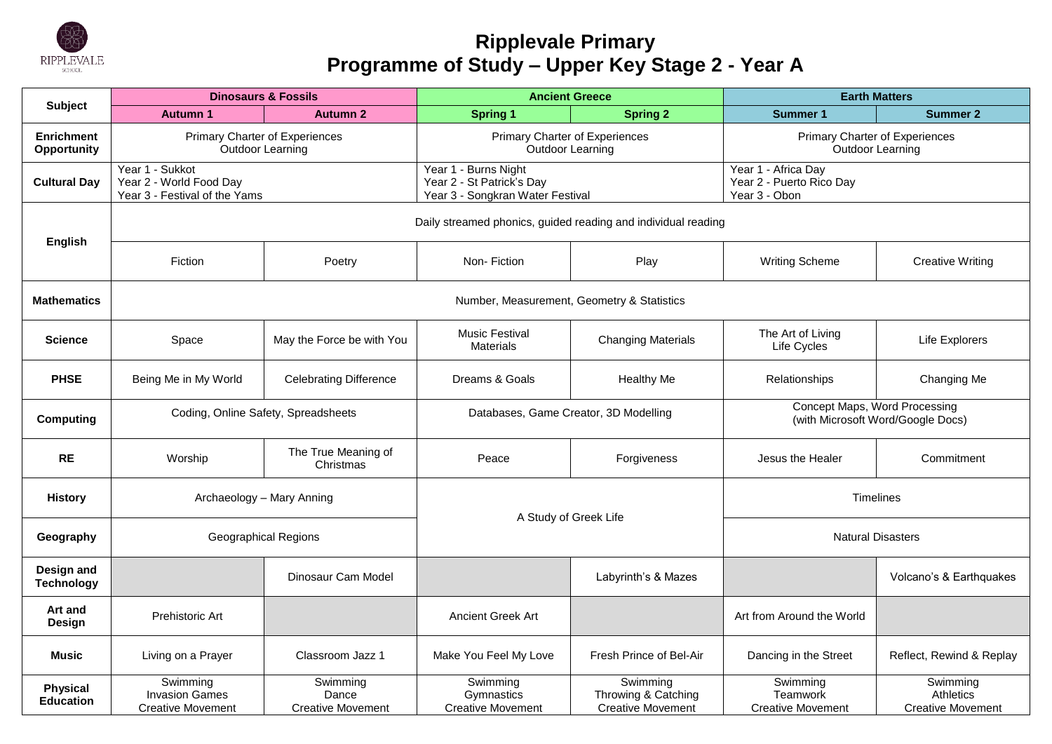# Ripplevale Primary
## Programme of Study – Upper Key Stage 2 - Year A

| Subject | Dinosaurs & Fossils | | Ancient Greece | | Earth Matters | |
|---|---|---|---|---|---|---|
| | Autumn 1 | Autumn 2 | Spring 1 | Spring 2 | Summer 1 | Summer 2 |
| **Enrichment Opportunity** | Primary Charter of Experiences<br>Outdoor Learning | | Primary Charter of Experiences<br>Outdoor Learning | | Primary Charter of Experiences<br>Outdoor Learning | |
| **Cultural Day** | Year 1 - Sukkot<br>Year 2 - World Food Day<br>Year 3 - Festival of the Yams | | Year 1 - Burns Night<br>Year 2 - St Patrick's Day<br>Year 3 - Songkran Water Festival | | Year 1 - Africa Day<br>Year 2 - Puerto Rico Day<br>Year 3 - Obon | |
| **English** | Daily streamed phonics, guided reading and individual reading | | | | | |
| | Fiction | Poetry | Non- Fiction | Play | Writing Scheme | Creative Writing |
| **Mathematics** | Number, Measurement, Geometry & Statistics | | | | | |
| **Science** | Space | May the Force be with You | Music Festival<br>Materials | Changing Materials | The Art of Living<br>Life Cycles | Life Explorers |
| **PHSE** | Being Me in My World | Celebrating Difference | Dreams & Goals | Healthy Me | Relationships | Changing Me |
| **Computing** | Coding, Online Safety, Spreadsheets | | Databases, Game Creator, 3D Modelling | | Concept Maps, Word Processing (with Microsoft Word/Google Docs) | |
| **RE** | Worship | The True Meaning of Christmas | Peace | Forgiveness | Jesus the Healer | Commitment |
| **History** | Archaeology – Mary Anning | | A Study of Greek Life | | Timelines | |
| **Geography** | Geographical Regions | | | | Natural Disasters | |
| **Design and Technology** | | Dinosaur Cam Model | | Labyrinth's & Mazes | | Volcano's & Earthquakes |
| **Art and Design** | Prehistoric Art | | Ancient Greek Art | | Art from Around the World | |
| **Music** | Living on a Prayer | Classroom Jazz 1 | Make You Feel My Love | Fresh Prince of Bel-Air | Dancing in the Street | Reflect, Rewind & Replay |
| **Physical Education** | Swimming<br>Invasion Games<br>Creative Movement | Swimming<br>Dance<br>Creative Movement | Swimming<br>Gymnastics<br>Creative Movement | Swimming<br>Throwing & Catching<br>Creative Movement | Swimming<br>Teamwork<br>Creative Movement | Swimming<br>Athletics<br>Creative Movement |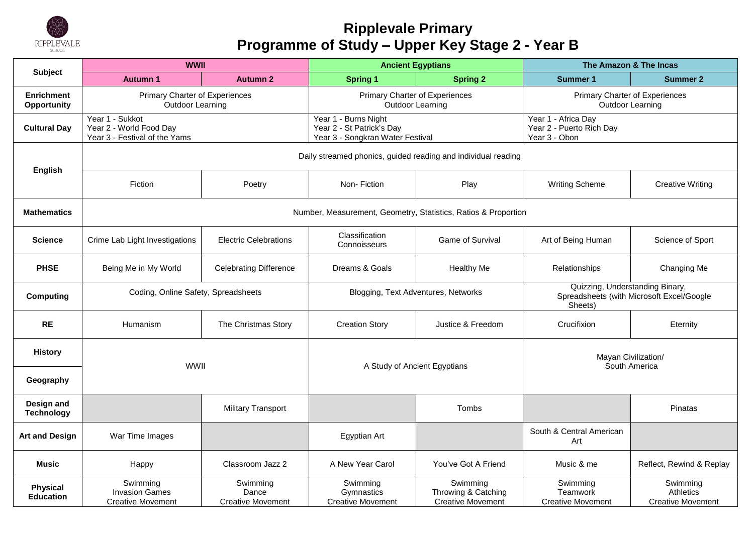# Ripplevale Primary
## Programme of Study – Upper Key Stage 2 - Year B

| Subject | WWII | | Ancient Egyptians | | The Amazon & The Incas | |
|---|---|---|---|---|---|---|
| | **Autumn 1** | **Autumn 2** | **Spring 1** | **Spring 2** | **Summer 1** | **Summer 2** |
| **Enrichment Opportunity** | Primary Charter of Experiences<br>Outdoor Learning | | Primary Charter of Experiences<br>Outdoor Learning | | Primary Charter of Experiences<br>Outdoor Learning | |
| **Cultural Day** | Year 1 - Sukkot<br>Year 2 - World Food Day<br>Year 3 - Festival of the Yams | | Year 1 - Burns Night<br>Year 2 - St Patrick's Day<br>Year 3 - Songkran Water Festival | | Year 1 - Africa Day<br>Year 2 - Puerto Rich Day<br>Year 3 - Obon | |
| **English** | Daily streamed phonics, guided reading and individual reading | | | | | |
| | Fiction | Poetry | Non- Fiction | Play | Writing Scheme | Creative Writing |
| **Mathematics** | Number, Measurement, Geometry, Statistics, Ratios & Proportion | | | | | |
| **Science** | Crime Lab Light Investigations | Electric Celebrations | Classification Connoisseurs | Game of Survival | Art of Being Human | Science of Sport |
| **PHSE** | Being Me in My World | Celebrating Difference | Dreams & Goals | Healthy Me | Relationships | Changing Me |
| **Computing** | Coding, Online Safety, Spreadsheets | | Blogging, Text Adventures, Networks | | Quizzing, Understanding Binary, Spreadsheets (with Microsoft Excel/Google Sheets) | |
| **RE** | Humanism | The Christmas Story | Creation Story | Justice & Freedom | Crucifixion | Eternity |
| **History**<br>**Geography** | WWII | | A Study of Ancient Egyptians | | Mayan Civilization/<br>South America | |
| **Design and Technology** | | Military Transport | | Tombs | | Pinatas |
| **Art and Design** | War Time Images | | Egyptian Art | | South & Central American Art | |
| **Music** | Happy | Classroom Jazz 2 | A New Year Carol | You've Got A Friend | Music & me | Reflect, Rewind & Replay |
| **Physical Education** | Swimming<br>Invasion Games<br>Creative Movement | Swimming<br>Dance<br>Creative Movement | Swimming<br>Gymnastics<br>Creative Movement | Swimming<br>Throwing & Catching<br>Creative Movement | Swimming<br>Teamwork<br>Creative Movement | Swimming<br>Athletics<br>Creative Movement |